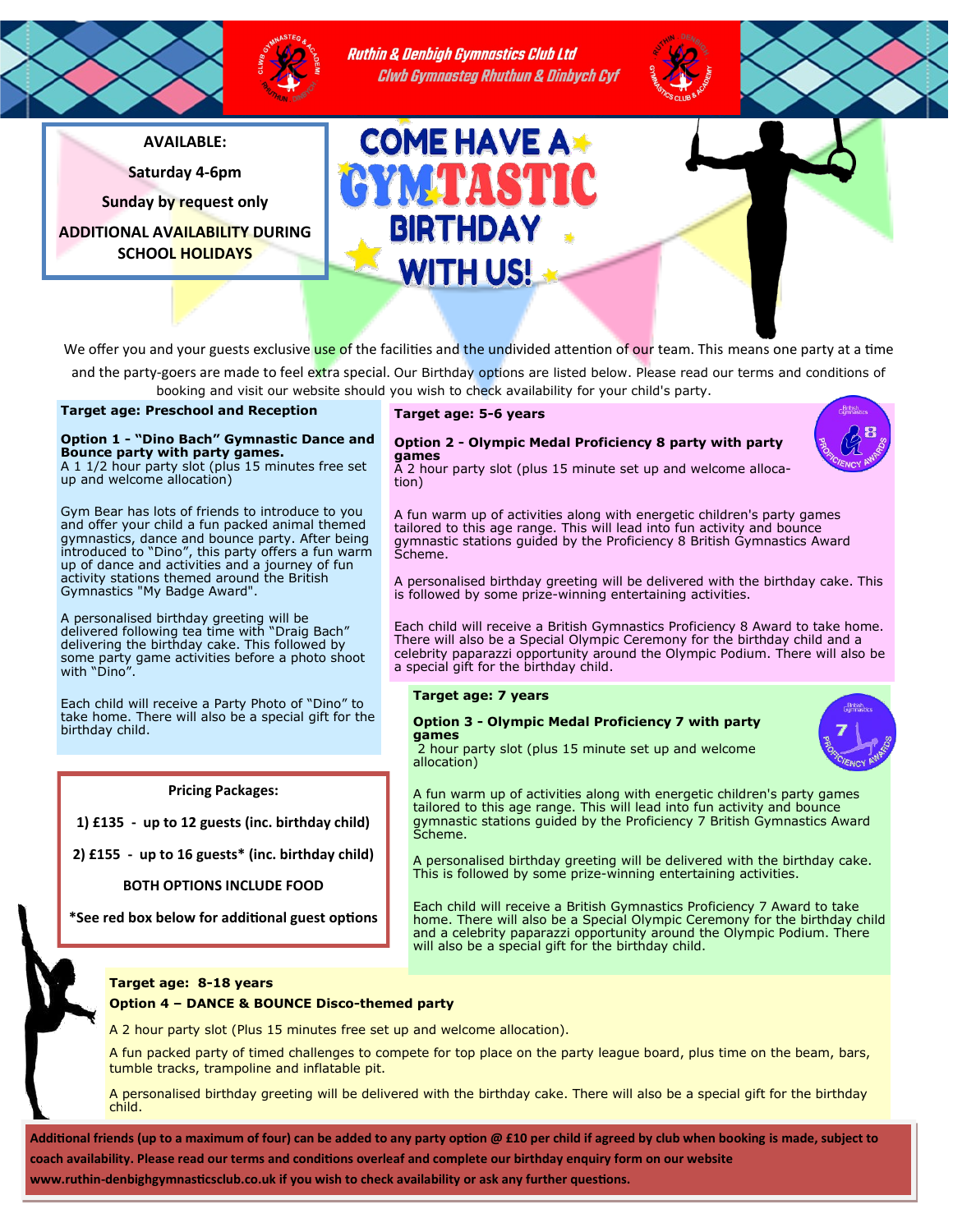# Ruthin & Denbigh Gymnastics Club Ltd

## Clwb Gymnasteg Rhuthun & Dinbych Cyf

**AVAILABLE:**

**Saturday 4-6pm**

**Sunday by request only**

**ADDITIONAL AVAILABILITY DURING SCHOOL HOLIDAYS**

# COME HAVE A GYMTASTIC BIRTHDAY WITH US!

We offer you and your guests exclusive use of the facilities and the undivided attention of our team. This means one party at a time and the party-goers are made to feel extra special. Our Birthday options are listed below. Please read our terms and conditions of booking and visit our website should you wish to check availability for your child's party.

**Target age: Preschool and Reception**

**Option 1 - "Dino Bach" Gymnastic Dance and Bounce party with party games.**
A 1 1/2 hour party slot (plus 15 minutes free set up and welcome allocation)

Gym Bear has lots of friends to introduce to you and offer your child a fun packed animal themed gymnastics, dance and bounce party. After being introduced to "Dino", this party offers a fun warm up of dance and activities and a journey of fun activity stations themed around the British Gymnastics "My Badge Award".

A personalised birthday greeting will be delivered following tea time with "Draig Bach" delivering the birthday cake. This followed by some party game activities before a photo shoot with "Dino".

Each child will receive a Party Photo of "Dino" to take home. There will also be a special gift for the birthday child.

**Pricing Packages:**

**1) £135 - up to 12 guests (inc. birthday child)**

**2) £155 - up to 16 guests\* (inc. birthday child)**

**BOTH OPTIONS INCLUDE FOOD**

**\*See red box below for additional guest options**

**Target age: 5-6 years**

**Option 2 - Olympic Medal Proficiency 8 party with party games**
A 2 hour party slot (plus 15 minute set up and welcome allocation)

A fun warm up of activities along with energetic children's party games tailored to this age range. This will lead into fun activity and bounce gymnastic stations guided by the Proficiency 8 British Gymnastics Award Scheme.

A personalised birthday greeting will be delivered with the birthday cake. This is followed by some prize-winning entertaining activities.

Each child will receive a British Gymnastics Proficiency 8 Award to take home. There will also be a Special Olympic Ceremony for the birthday child and a celebrity paparazzi opportunity around the Olympic Podium. There will also be a special gift for the birthday child.

**Target age: 7 years**

**Option 3 - Olympic Medal Proficiency 7 with party games**
2 hour party slot (plus 15 minute set up and welcome allocation)

A fun warm up of activities along with energetic children's party games tailored to this age range. This will lead into fun activity and bounce gymnastic stations guided by the Proficiency 7 British Gymnastics Award Scheme.

A personalised birthday greeting will be delivered with the birthday cake. This is followed by some prize-winning entertaining activities.

Each child will receive a British Gymnastics Proficiency 7 Award to take home. There will also be a Special Olympic Ceremony for the birthday child and a celebrity paparazzi opportunity around the Olympic Podium. There will also be a special gift for the birthday child.

**Target age: 8-18 years**

**Option 4 – DANCE & BOUNCE Disco-themed party**

A 2 hour party slot (Plus 15 minutes free set up and welcome allocation).

A fun packed party of timed challenges to compete for top place on the party league board, plus time on the beam, bars, tumble tracks, trampoline and inflatable pit.

A personalised birthday greeting will be delivered with the birthday cake. There will also be a special gift for the birthday child.

**Additional friends (up to a maximum of four) can be added to any party option @ £10 per child if agreed by club when booking is made, subject to coach availability. Please read our terms and conditions overleaf and complete our birthday enquiry form on our website www.ruthin-denbighgymnasticsclub.co.uk if you wish to check availability or ask any further questions.**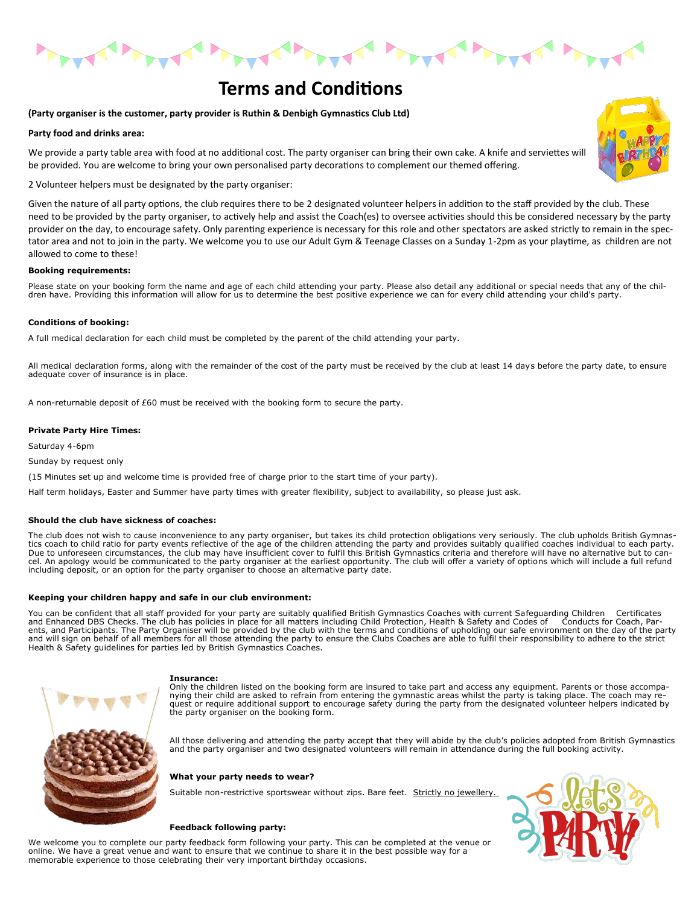# Terms and Conditions

**(Party organiser is the customer, party provider is Ruthin & Denbigh Gymnastics Club Ltd)**

**Party food and drinks area:**

We provide a party table area with food at no additional cost. The party organiser can bring their own cake. A knife and serviettes will be provided. You are welcome to bring your own personalised party decorations to complement our themed offering.

2 Volunteer helpers must be designated by the party organiser:

Given the nature of all party options, the club requires there to be 2 designated volunteer helpers in addition to the staff provided by the club. These need to be provided by the party organiser, to actively help and assist the Coach(es) to oversee activities should this be considered necessary by the party provider on the day, to encourage safety. Only parenting experience is necessary for this role and other spectators are asked strictly to remain in the spectator area and not to join in the party. We welcome you to use our Adult Gym & Teenage Classes on a Sunday 1-2pm as your playtime, as children are not allowed to come to these!

**Booking requirements:**

Please state on your booking form the name and age of each child attending your party. Please also detail any additional or special needs that any of the children have. Providing this information will allow for us to determine the best positive experience we can for every child attending your child's party.

**Conditions of booking:**

A full medical declaration for each child must be completed by the parent of the child attending your party.

All medical declaration forms, along with the remainder of the cost of the party must be received by the club at least 14 days before the party date, to ensure adequate cover of insurance is in place.

A non-returnable deposit of £60 must be received with the booking form to secure the party.

**Private Party Hire Times:**

Saturday 4-6pm

Sunday by request only

(15 Minutes set up and welcome time is provided free of charge prior to the start time of your party).

Half term holidays, Easter and Summer have party times with greater flexibility, subject to availability, so please just ask.

**Should the club have sickness of coaches:**

The club does not wish to cause inconvenience to any party organiser, but takes its child protection obligations very seriously. The club upholds British Gymnastics coach to child ratio for party events reflective of the age of the children attending the party and provides suitably qualified coaches individual to each party. Due to unforeseen circumstances, the club may have insufficient cover to fulfil this British Gymnastics criteria and therefore will have no alternative but to cancel. An apology would be communicated to the party organiser at the earliest opportunity. The club will offer a variety of options which will include a full refund including deposit, or an option for the party organiser to choose an alternative party date.

**Keeping your children happy and safe in our club environment:**

You can be confident that all staff provided for your party are suitably qualified British Gymnastics Coaches with current Safeguarding Children Certificates and Enhanced DBS Checks. The club has policies in place for all matters including Child Protection, Health & Safety and Codes of Conducts for Coach, Parents, and Participants. The Party Organiser will be provided by the club with the terms and conditions of upholding our safe environment on the day of the party and will sign on behalf of all members for all those attending the party to ensure the Clubs Coaches are able to fulfil their responsibility to adhere to the strict Health & Safety guidelines for parties led by British Gymnastics Coaches.

**Insurance:**

Only the children listed on the booking form are insured to take part and access any equipment. Parents or those accompanying their child are asked to refrain from entering the gymnastic areas whilst the party is taking place. The coach may request or require additional support to encourage safety during the party from the designated volunteer helpers indicated by the party organiser on the booking form.

All those delivering and attending the party accept that they will abide by the club's policies adopted from British Gymnastics and the party organiser and two designated volunteers will remain in attendance during the full booking activity.

**What your party needs to wear?**

Suitable non-restrictive sportswear without zips. Bare feet. Strictly no jewellery.

**Feedback following party:**

We welcome you to complete our party feedback form following your party. This can be completed at the venue or online. We have a great venue and want to ensure that we continue to share it in the best possible way for a memorable experience to those celebrating their very important birthday occasions.